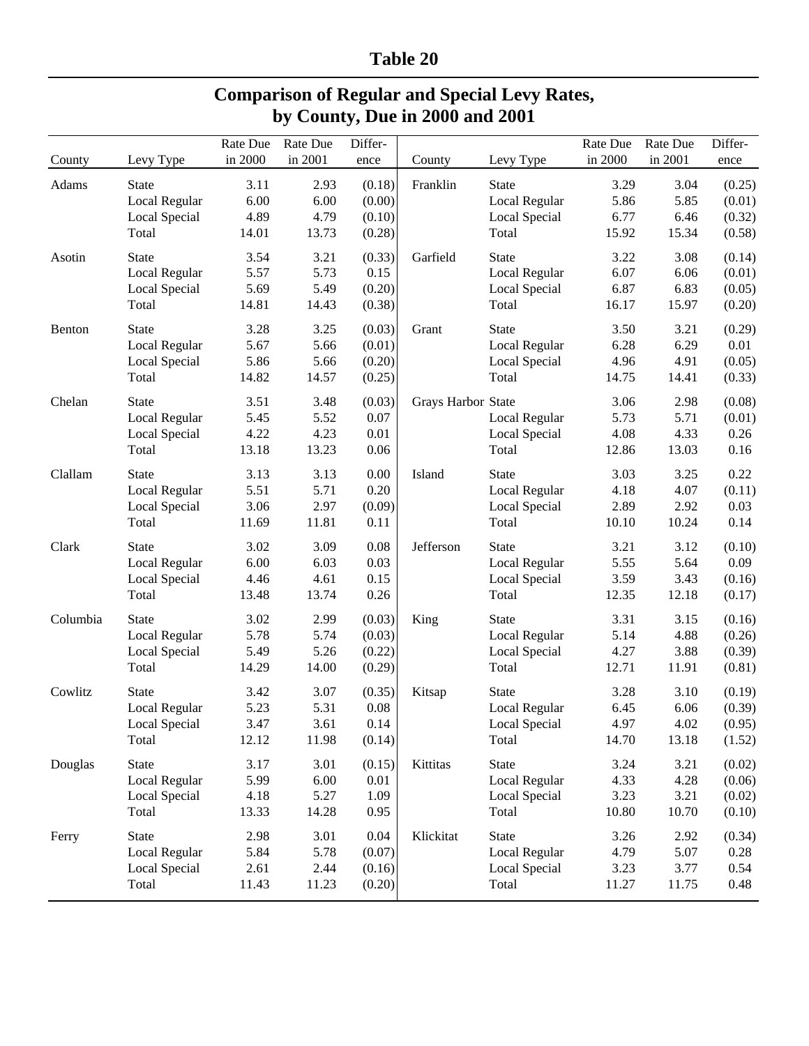# Table 20

## Comparison of Regular and Special Levy Rates, by County, Due in 2000 and 2001

| County | Levy Type | Rate Due in 2000 | Rate Due in 2001 | Difference | County | Levy Type | Rate Due in 2000 | Rate Due in 2001 | Difference |
|---|---|---|---|---|---|---|---|---|---|
| Adams | State | 3.11 | 2.93 | (0.18) | Franklin | State | 3.29 | 3.04 | (0.25) |
| | Local Regular | 6.00 | 6.00 | (0.00) | | Local Regular | 5.86 | 5.85 | (0.01) |
| | Local Special | 4.89 | 4.79 | (0.10) | | Local Special | 6.77 | 6.46 | (0.32) |
| | Total | 14.01 | 13.73 | (0.28) | | Total | 15.92 | 15.34 | (0.58) |
| Asotin | State | 3.54 | 3.21 | (0.33) | Garfield | State | 3.22 | 3.08 | (0.14) |
| | Local Regular | 5.57 | 5.73 | 0.15 | | Local Regular | 6.07 | 6.06 | (0.01) |
| | Local Special | 5.69 | 5.49 | (0.20) | | Local Special | 6.87 | 6.83 | (0.05) |
| | Total | 14.81 | 14.43 | (0.38) | | Total | 16.17 | 15.97 | (0.20) |
| Benton | State | 3.28 | 3.25 | (0.03) | Grant | State | 3.50 | 3.21 | (0.29) |
| | Local Regular | 5.67 | 5.66 | (0.01) | | Local Regular | 6.28 | 6.29 | 0.01 |
| | Local Special | 5.86 | 5.66 | (0.20) | | Local Special | 4.96 | 4.91 | (0.05) |
| | Total | 14.82 | 14.57 | (0.25) | | Total | 14.75 | 14.41 | (0.33) |
| Chelan | State | 3.51 | 3.48 | (0.03) | Grays Harbor | State | 3.06 | 2.98 | (0.08) |
| | Local Regular | 5.45 | 5.52 | 0.07 | | Local Regular | 5.73 | 5.71 | (0.01) |
| | Local Special | 4.22 | 4.23 | 0.01 | | Local Special | 4.08 | 4.33 | 0.26 |
| | Total | 13.18 | 13.23 | 0.06 | | Total | 12.86 | 13.03 | 0.16 |
| Clallam | State | 3.13 | 3.13 | 0.00 | Island | State | 3.03 | 3.25 | 0.22 |
| | Local Regular | 5.51 | 5.71 | 0.20 | | Local Regular | 4.18 | 4.07 | (0.11) |
| | Local Special | 3.06 | 2.97 | (0.09) | | Local Special | 2.89 | 2.92 | 0.03 |
| | Total | 11.69 | 11.81 | 0.11 | | Total | 10.10 | 10.24 | 0.14 |
| Clark | State | 3.02 | 3.09 | 0.08 | Jefferson | State | 3.21 | 3.12 | (0.10) |
| | Local Regular | 6.00 | 6.03 | 0.03 | | Local Regular | 5.55 | 5.64 | 0.09 |
| | Local Special | 4.46 | 4.61 | 0.15 | | Local Special | 3.59 | 3.43 | (0.16) |
| | Total | 13.48 | 13.74 | 0.26 | | Total | 12.35 | 12.18 | (0.17) |
| Columbia | State | 3.02 | 2.99 | (0.03) | King | State | 3.31 | 3.15 | (0.16) |
| | Local Regular | 5.78 | 5.74 | (0.03) | | Local Regular | 5.14 | 4.88 | (0.26) |
| | Local Special | 5.49 | 5.26 | (0.22) | | Local Special | 4.27 | 3.88 | (0.39) |
| | Total | 14.29 | 14.00 | (0.29) | | Total | 12.71 | 11.91 | (0.81) |
| Cowlitz | State | 3.42 | 3.07 | (0.35) | Kitsap | State | 3.28 | 3.10 | (0.19) |
| | Local Regular | 5.23 | 5.31 | 0.08 | | Local Regular | 6.45 | 6.06 | (0.39) |
| | Local Special | 3.47 | 3.61 | 0.14 | | Local Special | 4.97 | 4.02 | (0.95) |
| | Total | 12.12 | 11.98 | (0.14) | | Total | 14.70 | 13.18 | (1.52) |
| Douglas | State | 3.17 | 3.01 | (0.15) | Kittitas | State | 3.24 | 3.21 | (0.02) |
| | Local Regular | 5.99 | 6.00 | 0.01 | | Local Regular | 4.33 | 4.28 | (0.06) |
| | Local Special | 4.18 | 5.27 | 1.09 | | Local Special | 3.23 | 3.21 | (0.02) |
| | Total | 13.33 | 14.28 | 0.95 | | Total | 10.80 | 10.70 | (0.10) |
| Ferry | State | 2.98 | 3.01 | 0.04 | Klickitat | State | 3.26 | 2.92 | (0.34) |
| | Local Regular | 5.84 | 5.78 | (0.07) | | Local Regular | 4.79 | 5.07 | 0.28 |
| | Local Special | 2.61 | 2.44 | (0.16) | | Local Special | 3.23 | 3.77 | 0.54 |
| | Total | 11.43 | 11.23 | (0.20) | | Total | 11.27 | 11.75 | 0.48 |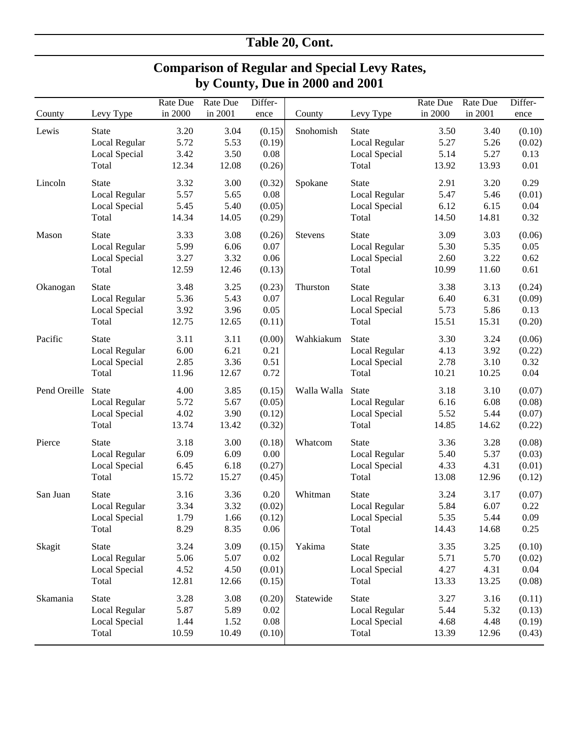## Table 20, Cont.

## Comparison of Regular and Special Levy Rates, by County, Due in 2000 and 2001

| County | Levy Type | Rate Due in 2000 | Rate Due in 2001 | Differ-ence | County | Levy Type | Rate Due in 2000 | Rate Due in 2001 | Differ-ence |
|---|---|---|---|---|---|---|---|---|---|
| Lewis | State | 3.20 | 3.04 | (0.15) | Snohomish | State | 3.50 | 3.40 | (0.10) |
| | Local Regular | 5.72 | 5.53 | (0.19) | | Local Regular | 5.27 | 5.26 | (0.02) |
| | Local Special | 3.42 | 3.50 | 0.08 | | Local Special | 5.14 | 5.27 | 0.13 |
| | Total | 12.34 | 12.08 | (0.26) | | Total | 13.92 | 13.93 | 0.01 |
| Lincoln | State | 3.32 | 3.00 | (0.32) | Spokane | State | 2.91 | 3.20 | 0.29 |
| | Local Regular | 5.57 | 5.65 | 0.08 | | Local Regular | 5.47 | 5.46 | (0.01) |
| | Local Special | 5.45 | 5.40 | (0.05) | | Local Special | 6.12 | 6.15 | 0.04 |
| | Total | 14.34 | 14.05 | (0.29) | | Total | 14.50 | 14.81 | 0.32 |
| Mason | State | 3.33 | 3.08 | (0.26) | Stevens | State | 3.09 | 3.03 | (0.06) |
| | Local Regular | 5.99 | 6.06 | 0.07 | | Local Regular | 5.30 | 5.35 | 0.05 |
| | Local Special | 3.27 | 3.32 | 0.06 | | Local Special | 2.60 | 3.22 | 0.62 |
| | Total | 12.59 | 12.46 | (0.13) | | Total | 10.99 | 11.60 | 0.61 |
| Okanogan | State | 3.48 | 3.25 | (0.23) | Thurston | State | 3.38 | 3.13 | (0.24) |
| | Local Regular | 5.36 | 5.43 | 0.07 | | Local Regular | 6.40 | 6.31 | (0.09) |
| | Local Special | 3.92 | 3.96 | 0.05 | | Local Special | 5.73 | 5.86 | 0.13 |
| | Total | 12.75 | 12.65 | (0.11) | | Total | 15.51 | 15.31 | (0.20) |
| Pacific | State | 3.11 | 3.11 | (0.00) | Wahkiakum | State | 3.30 | 3.24 | (0.06) |
| | Local Regular | 6.00 | 6.21 | 0.21 | | Local Regular | 4.13 | 3.92 | (0.22) |
| | Local Special | 2.85 | 3.36 | 0.51 | | Local Special | 2.78 | 3.10 | 0.32 |
| | Total | 11.96 | 12.67 | 0.72 | | Total | 10.21 | 10.25 | 0.04 |
| Pend Oreille | State | 4.00 | 3.85 | (0.15) | Walla Walla | State | 3.18 | 3.10 | (0.07) |
| | Local Regular | 5.72 | 5.67 | (0.05) | | Local Regular | 6.16 | 6.08 | (0.08) |
| | Local Special | 4.02 | 3.90 | (0.12) | | Local Special | 5.52 | 5.44 | (0.07) |
| | Total | 13.74 | 13.42 | (0.32) | | Total | 14.85 | 14.62 | (0.22) |
| Pierce | State | 3.18 | 3.00 | (0.18) | Whatcom | State | 3.36 | 3.28 | (0.08) |
| | Local Regular | 6.09 | 6.09 | 0.00 | | Local Regular | 5.40 | 5.37 | (0.03) |
| | Local Special | 6.45 | 6.18 | (0.27) | | Local Special | 4.33 | 4.31 | (0.01) |
| | Total | 15.72 | 15.27 | (0.45) | | Total | 13.08 | 12.96 | (0.12) |
| San Juan | State | 3.16 | 3.36 | 0.20 | Whitman | State | 3.24 | 3.17 | (0.07) |
| | Local Regular | 3.34 | 3.32 | (0.02) | | Local Regular | 5.84 | 6.07 | 0.22 |
| | Local Special | 1.79 | 1.66 | (0.12) | | Local Special | 5.35 | 5.44 | 0.09 |
| | Total | 8.29 | 8.35 | 0.06 | | Total | 14.43 | 14.68 | 0.25 |
| Skagit | State | 3.24 | 3.09 | (0.15) | Yakima | State | 3.35 | 3.25 | (0.10) |
| | Local Regular | 5.06 | 5.07 | 0.02 | | Local Regular | 5.71 | 5.70 | (0.02) |
| | Local Special | 4.52 | 4.50 | (0.01) | | Local Special | 4.27 | 4.31 | 0.04 |
| | Total | 12.81 | 12.66 | (0.15) | | Total | 13.33 | 13.25 | (0.08) |
| Skamania | State | 3.28 | 3.08 | (0.20) | Statewide | State | 3.27 | 3.16 | (0.11) |
| | Local Regular | 5.87 | 5.89 | 0.02 | | Local Regular | 5.44 | 5.32 | (0.13) |
| | Local Special | 1.44 | 1.52 | 0.08 | | Local Special | 4.68 | 4.48 | (0.19) |
| | Total | 10.59 | 10.49 | (0.10) | | Total | 13.39 | 12.96 | (0.43) |